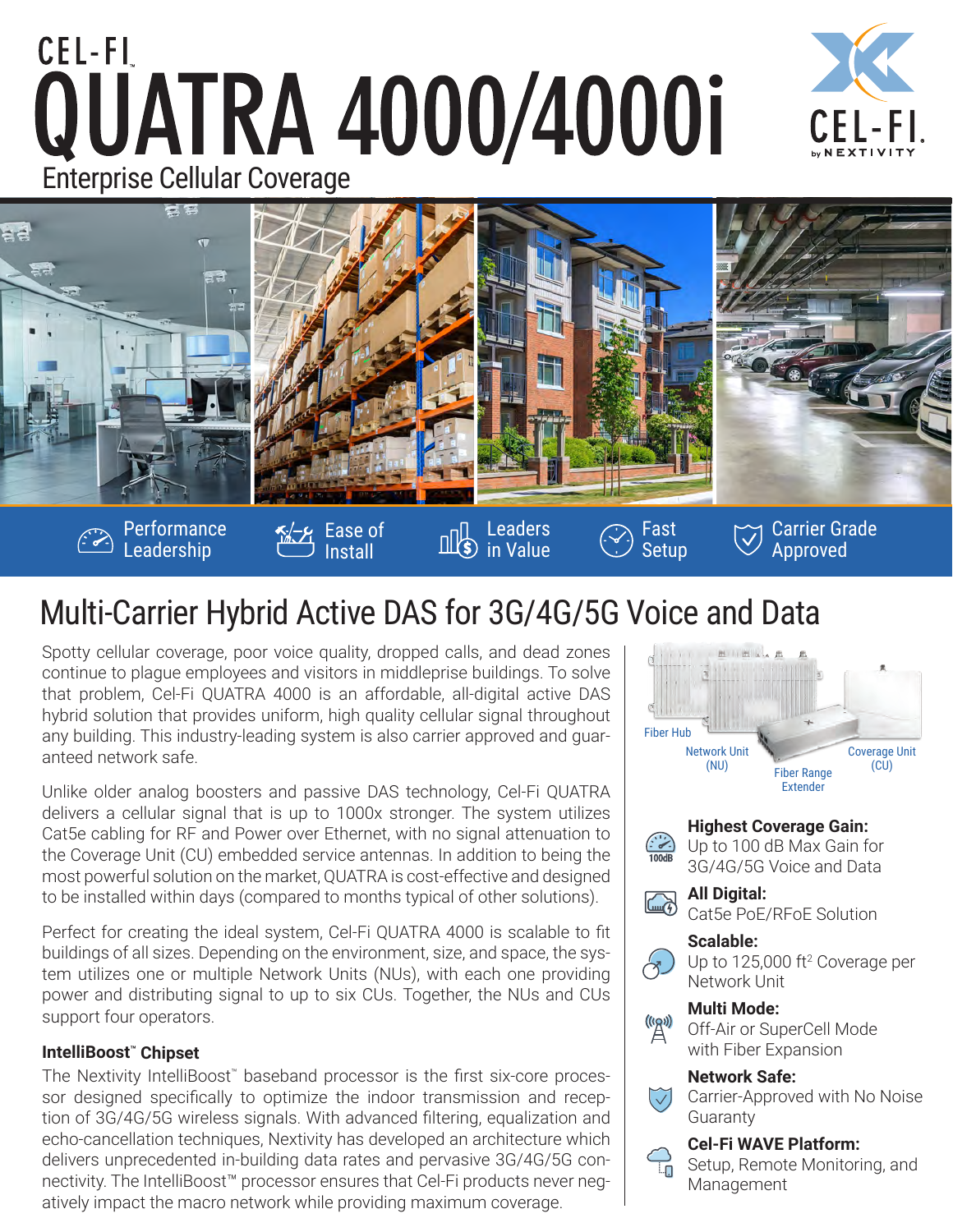CEL-FI

# QUATRA 4000/4000i

Enterprise Cellular Coverage

CEL-FI by NEXTIVITY

Performance Leadership | Ease of Install | Leaders in Value | Fast Setup | Carrier Grade Approved

## Multi-Carrier Hybrid Active DAS for 3G/4G/5G Voice and Data

Spotty cellular coverage, poor voice quality, dropped calls, and dead zones continue to plague employees and visitors in middleprise buildings. To solve that problem, Cel-Fi QUATRA 4000 is an affordable, all-digital active DAS hybrid solution that provides uniform, high quality cellular signal throughout any building. This industry-leading system is also carrier approved and guaranteed network safe.

Unlike older analog boosters and passive DAS technology, Cel-Fi QUATRA delivers a cellular signal that is up to 1000x stronger. The system utilizes Cat5e cabling for RF and Power over Ethernet, with no signal attenuation to the Coverage Unit (CU) embedded service antennas. In addition to being the most powerful solution on the market, QUATRA is cost-effective and designed to be installed within days (compared to months typical of other solutions).

Perfect for creating the ideal system, Cel-Fi QUATRA 4000 is scalable to fit buildings of all sizes. Depending on the environment, size, and space, the system utilizes one or multiple Network Units (NUs), with each one providing power and distributing signal to up to six CUs. Together, the NUs and CUs support four operators.

### IntelliBoost™ Chipset

The Nextivity IntelliBoost™ baseband processor is the first six-core processor designed specifically to optimize the indoor transmission and reception of 3G/4G/5G wireless signals. With advanced filtering, equalization and echo-cancellation techniques, Nextivity has developed an architecture which delivers unprecedented in-building data rates and pervasive 3G/4G/5G connectivity. The IntelliBoost™ processor ensures that Cel-Fi products never negatively impact the macro network while providing maximum coverage.

Fiber Hub | Network Unit (NU) | Fiber Range Extender | Coverage Unit (CU)

**Highest Coverage Gain:**
Up to 100 dB Max Gain for 3G/4G/5G Voice and Data

**All Digital:**
Cat5e PoE/RFoE Solution

**Scalable:**
Up to 125,000 ft² Coverage per Network Unit

**Multi Mode:**
Off-Air or SuperCell Mode with Fiber Expansion

**Network Safe:**
Carrier-Approved with No Noise Guaranty

**Cel-Fi WAVE Platform:**
Setup, Remote Monitoring, and Management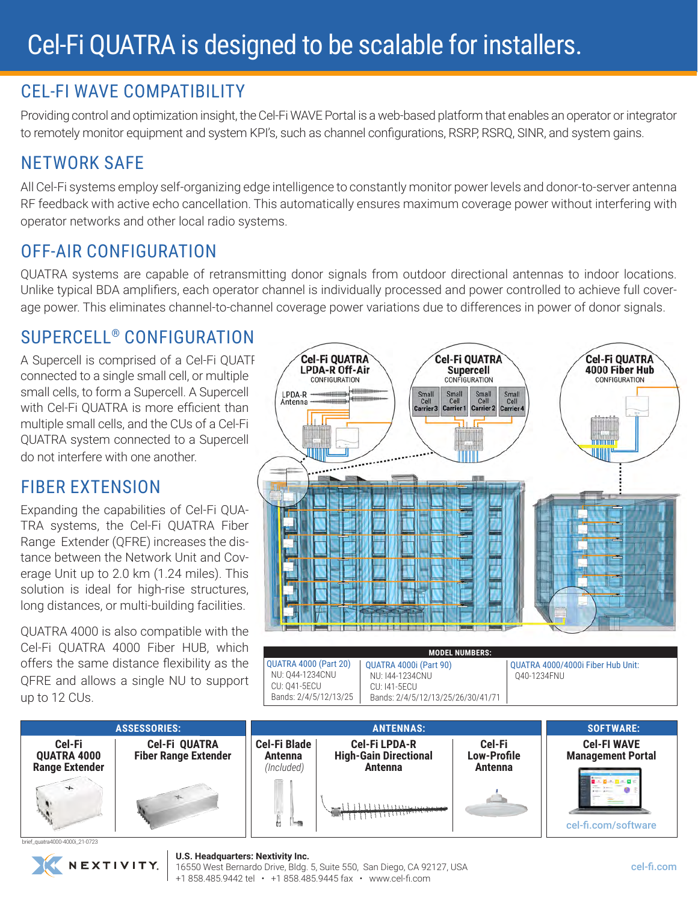# Cel-Fi QUATRA is designed to be scalable for installers.

## CEL-FI WAVE COMPATIBILITY

Providing control and optimization insight, the Cel-Fi WAVE Portal is a web-based platform that enables an operator or integrator to remotely monitor equipment and system KPI's, such as channel configurations, RSRP, RSRQ, SINR, and system gains.

## NETWORK SAFE

All Cel-Fi systems employ self-organizing edge intelligence to constantly monitor power levels and donor-to-server antenna RF feedback with active echo cancellation. This automatically ensures maximum coverage power without interfering with operator networks and other local radio systems.

## OFF-AIR CONFIGURATION

QUATRA systems are capable of retransmitting donor signals from outdoor directional antennas to indoor locations. Unlike typical BDA amplifiers, each operator channel is individually processed and power controlled to achieve full coverage power. This eliminates channel-to-channel coverage power variations due to differences in power of donor signals.

## SUPERCELL® CONFIGURATION

A Supercell is comprised of a Cel-Fi QUATRA connected to a single small cell, or multiple small cells, to form a Supercell. A Supercell with Cel-Fi QUATRA is more efficient than multiple small cells, and the CUs of a Cel-Fi QUATRA system connected to a Supercell do not interfere with one another.

## FIBER EXTENSION

Expanding the capabilities of Cel-Fi QUATRA systems, the Cel-Fi QUATRA Fiber Range Extender (QFRE) increases the distance between the Network Unit and Coverage Unit up to 2.0 km (1.24 miles). This solution is ideal for high-rise structures, long distances, or multi-building facilities.

QUATRA 4000 is also compatible with the Cel-Fi QUATRA 4000 Fiber HUB, which offers the same distance flexibility as the QFRE and allows a single NU to support up to 12 CUs.

Cel-Fi QUATRA LPDA-R Off-Air CONFIGURATION
LPDA-R Antenna

Cel-Fi QUATRA Supercell CONFIGURATION
Small Cell Carrier 3
Small Cell Carrier 1
Small Cell Carrier 2
Small Cell Carrier 4

Cel-Fi QUATRA 4000 Fiber Hub CONFIGURATION

| MODEL NUMBERS: | | |
|---|---|---|
| QUATRA 4000 (Part 20)<br>NU: Q44-1234CNU<br>CU: Q41-5ECU<br>Bands: 2/4/5/12/13/25 | QUATRA 4000i (Part 90)<br>NU: I44-1234CNU<br>CU: I41-5ECU<br>Bands: 2/4/5/12/13/25/26/30/41/71 | QUATRA 4000/4000i Fiber Hub Unit:<br>Q40-1234FNU |

| ASSESSORIES: | | ANTENNAS: | | | SOFTWARE: |
|---|---|---|---|---|---|
| Cel-Fi QUATRA 4000 Range Extender | Cel-Fi QUATRA Fiber Range Extender | Cel-Fi Blade Antenna *(Included)* | Cel-Fi LPDA-R High-Gain Directional Antenna | Cel-Fi Low-Profile Antenna | Cel-FI WAVE Management Portal<br>cel-fi.com/software |

brief_quatra4000-4000i_21-0723

NEXTIVITY

**U.S. Headquarters: Nextivity Inc.**
16550 West Bernardo Drive, Bldg. 5, Suite 550, San Diego, CA 92127, USA
+1 858.485.9442 tel • +1 858.485.9445 fax • www.cel-fi.com

cel-fi.com